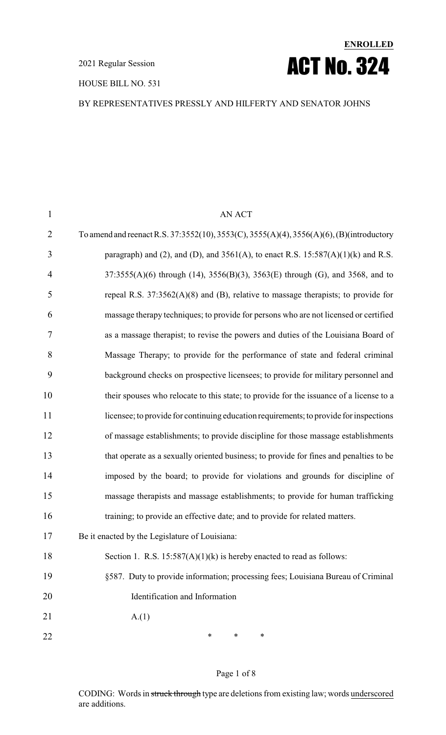**ENROLLED**

2021 Regular Session

# ACT No. 324

HOUSE BILL NO. 531

BY REPRESENTATIVES PRESSLY AND HILFERTY AND SENATOR JOHNS

AN ACT

To amend and reenact R.S. 37:3552(10), 3553(C), 3555(A)(4), 3556(A)(6), (B)(introductory paragraph) and (2), and (D), and 3561(A), to enact R.S. 15:587(A)(1)(k) and R.S. 37:3555(A)(6) through (14), 3556(B)(3), 3563(E) through (G), and 3568, and to repeal R.S. 37:3562(A)(8) and (B), relative to massage therapists; to provide for massage therapy techniques; to provide for persons who are not licensed or certified as a massage therapist; to revise the powers and duties of the Louisiana Board of Massage Therapy; to provide for the performance of state and federal criminal background checks on prospective licensees; to provide for military personnel and their spouses who relocate to this state; to provide for the issuance of a license to a licensee; to provide for continuing education requirements; to provide for inspections of massage establishments; to provide discipline for those massage establishments that operate as a sexually oriented business; to provide for fines and penalties to be imposed by the board; to provide for violations and grounds for discipline of massage therapists and massage establishments; to provide for human trafficking training; to provide an effective date; and to provide for related matters.

Be it enacted by the Legislature of Louisiana:

Section 1. R.S. 15:587(A)(1)(k) is hereby enacted to read as follows:

§587. Duty to provide information; processing fees; Louisiana Bureau of Criminal Identification and Information

A.(1)

\* \* \*

CODING: Words in ~~struck through~~ type are deletions from existing law; words underscored are additions.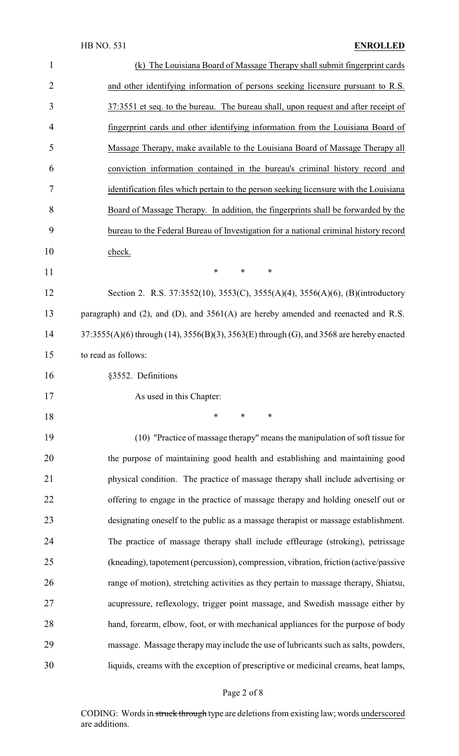(k) The Louisiana Board of Massage Therapy shall submit fingerprint cards and other identifying information of persons seeking licensure pursuant to R.S. 37:3551 et seq. to the bureau. The bureau shall, upon request and after receipt of fingerprint cards and other identifying information from the Louisiana Board of Massage Therapy, make available to the Louisiana Board of Massage Therapy all conviction information contained in the bureau's criminal history record and identification files which pertain to the person seeking licensure with the Louisiana Board of Massage Therapy. In addition, the fingerprints shall be forwarded by the bureau to the Federal Bureau of Investigation for a national criminal history record check.

\* \* \*

Section 2. R.S. 37:3552(10), 3553(C), 3555(A)(4), 3556(A)(6), (B)(introductory paragraph) and (2), and (D), and 3561(A) are hereby amended and reenacted and R.S. 37:3555(A)(6) through (14), 3556(B)(3), 3563(E) through (G), and 3568 are hereby enacted to read as follows:

§3552. Definitions

As used in this Chapter:

\* \* \*

(10) "Practice of massage therapy" means the manipulation of soft tissue for the purpose of maintaining good health and establishing and maintaining good physical condition. The practice of massage therapy shall include advertising or offering to engage in the practice of massage therapy and holding oneself out or designating oneself to the public as a massage therapist or massage establishment. The practice of massage therapy shall include effleurage (stroking), petrissage (kneading), tapotement (percussion), compression, vibration, friction (active/passive range of motion), stretching activities as they pertain to massage therapy, Shiatsu, acupressure, reflexology, trigger point massage, and Swedish massage either by hand, forearm, elbow, foot, or with mechanical appliances for the purpose of body massage. Massage therapy may include the use of lubricants such as salts, powders, liquids, creams with the exception of prescriptive or medicinal creams, heat lamps,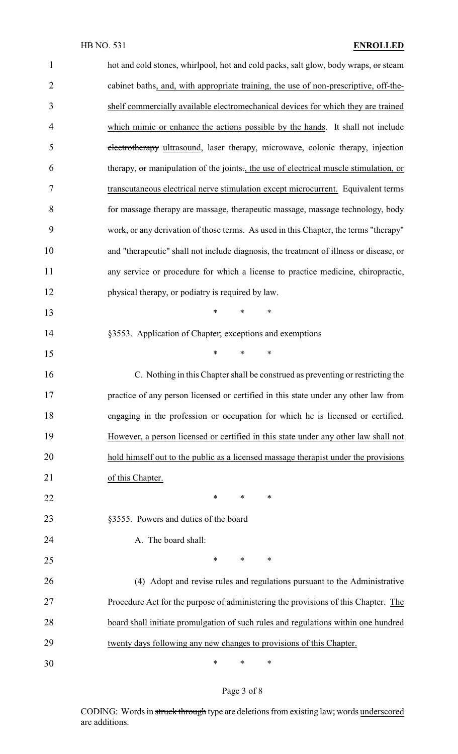hot and cold stones, whirlpool, hot and cold packs, salt glow, body wraps, ~~or~~ steam cabinet baths, and, with appropriate training, the use of non-prescriptive, off-the-shelf commercially available electromechanical devices for which they are trained which mimic or enhance the actions possible by the hands. It shall not include ~~electrotherapy~~ ultrasound, laser therapy, microwave, colonic therapy, injection therapy, ~~or~~ manipulation of the joints~~.~~, the use of electrical muscle stimulation, or transcutaneous electrical nerve stimulation except microcurrent. Equivalent terms for massage therapy are massage, therapeutic massage, massage technology, body work, or any derivation of those terms. As used in this Chapter, the terms "therapy" and "therapeutic" shall not include diagnosis, the treatment of illness or disease, or any service or procedure for which a license to practice medicine, chiropractic, physical therapy, or podiatry is required by law.

\* \* \*

§3553. Application of Chapter; exceptions and exemptions

\* \* \*

C. Nothing in this Chapter shall be construed as preventing or restricting the practice of any person licensed or certified in this state under any other law from engaging in the profession or occupation for which he is licensed or certified. However, a person licensed or certified in this state under any other law shall not hold himself out to the public as a licensed massage therapist under the provisions of this Chapter.

\* \* \*

§3555. Powers and duties of the board

A. The board shall:

\* \* \*

(4) Adopt and revise rules and regulations pursuant to the Administrative Procedure Act for the purpose of administering the provisions of this Chapter. The board shall initiate promulgation of such rules and regulations within one hundred twenty days following any new changes to provisions of this Chapter.

\* \* \*

CODING: Words in ~~struck through~~ type are deletions from existing law; words underscored are additions.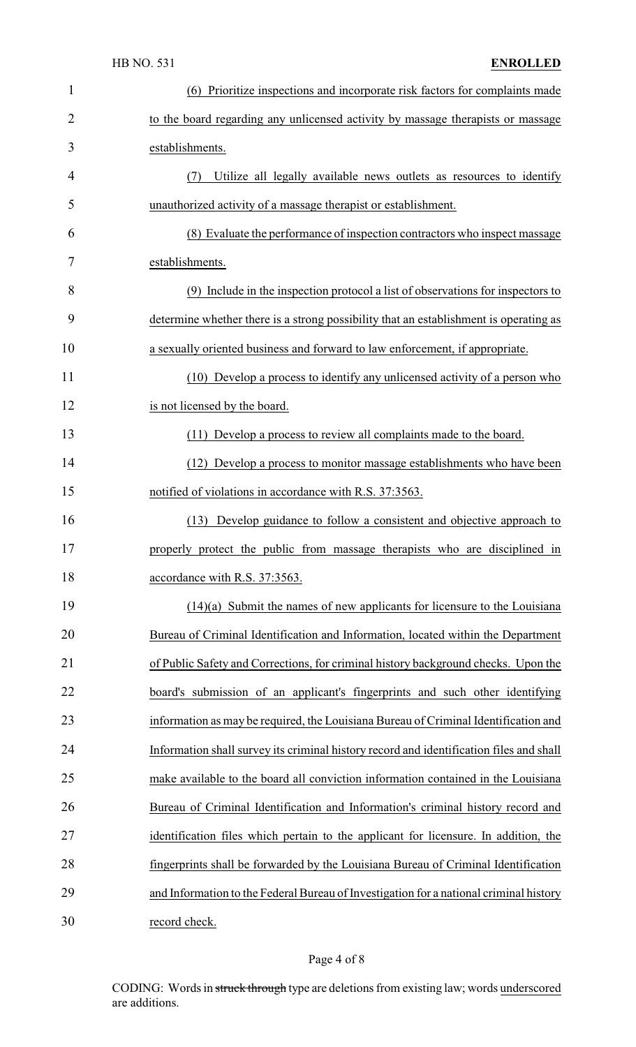(6) Prioritize inspections and incorporate risk factors for complaints made to the board regarding any unlicensed activity by massage therapists or massage establishments.

(7) Utilize all legally available news outlets as resources to identify unauthorized activity of a massage therapist or establishment.

(8) Evaluate the performance of inspection contractors who inspect massage establishments.

(9) Include in the inspection protocol a list of observations for inspectors to determine whether there is a strong possibility that an establishment is operating as a sexually oriented business and forward to law enforcement, if appropriate.

(10) Develop a process to identify any unlicensed activity of a person who is not licensed by the board.

(11) Develop a process to review all complaints made to the board.

(12) Develop a process to monitor massage establishments who have been notified of violations in accordance with R.S. 37:3563.

(13) Develop guidance to follow a consistent and objective approach to properly protect the public from massage therapists who are disciplined in accordance with R.S. 37:3563.

(14)(a) Submit the names of new applicants for licensure to the Louisiana Bureau of Criminal Identification and Information, located within the Department of Public Safety and Corrections, for criminal history background checks. Upon the board's submission of an applicant's fingerprints and such other identifying information as may be required, the Louisiana Bureau of Criminal Identification and Information shall survey its criminal history record and identification files and shall make available to the board all conviction information contained in the Louisiana Bureau of Criminal Identification and Information's criminal history record and identification files which pertain to the applicant for licensure. In addition, the fingerprints shall be forwarded by the Louisiana Bureau of Criminal Identification and Information to the Federal Bureau of Investigation for a national criminal history record check.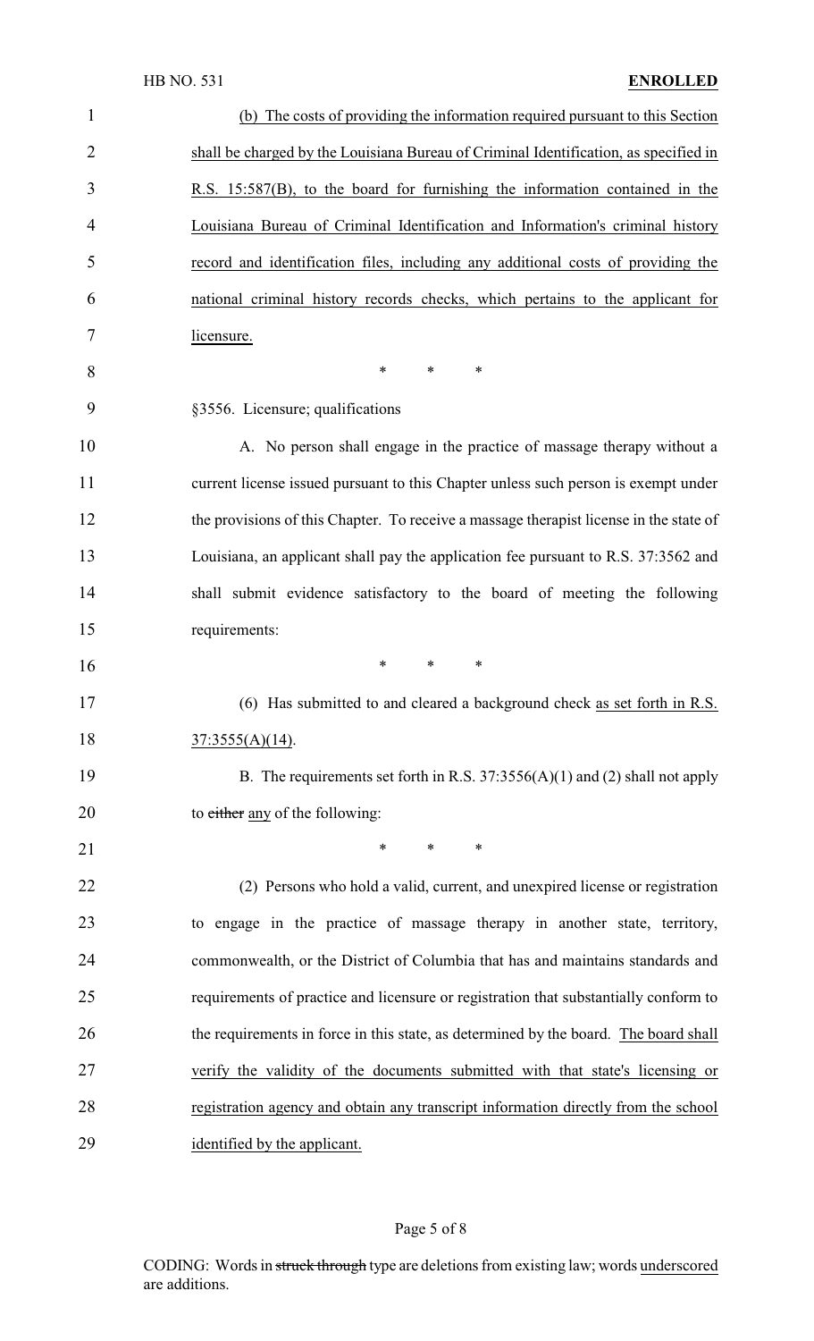(b) The costs of providing the information required pursuant to this Section shall be charged by the Louisiana Bureau of Criminal Identification, as specified in R.S. 15:587(B), to the board for furnishing the information contained in the Louisiana Bureau of Criminal Identification and Information's criminal history record and identification files, including any additional costs of providing the national criminal history records checks, which pertains to the applicant for licensure.

\* \* \*

§3556. Licensure; qualifications

A. No person shall engage in the practice of massage therapy without a current license issued pursuant to this Chapter unless such person is exempt under the provisions of this Chapter. To receive a massage therapist license in the state of Louisiana, an applicant shall pay the application fee pursuant to R.S. 37:3562 and shall submit evidence satisfactory to the board of meeting the following requirements:

\* \* \*

(6) Has submitted to and cleared a background check as set forth in R.S. 37:3555(A)(14).

B. The requirements set forth in R.S. 37:3556(A)(1) and (2) shall not apply to ~~either~~ any of the following:

\* \* \*

(2) Persons who hold a valid, current, and unexpired license or registration to engage in the practice of massage therapy in another state, territory, commonwealth, or the District of Columbia that has and maintains standards and requirements of practice and licensure or registration that substantially conform to the requirements in force in this state, as determined by the board. The board shall verify the validity of the documents submitted with that state's licensing or registration agency and obtain any transcript information directly from the school identified by the applicant.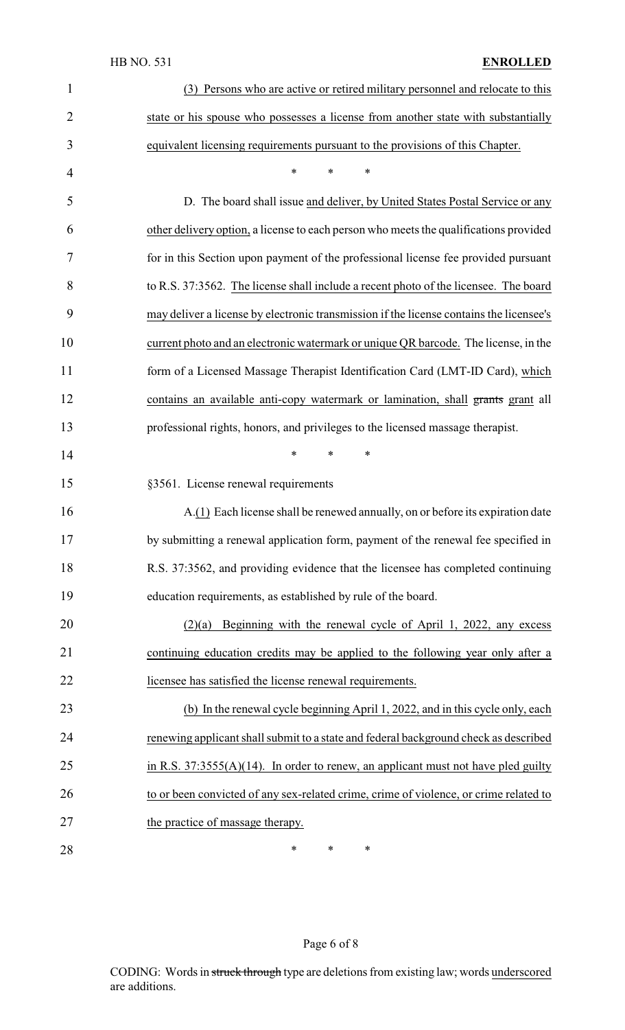(3) Persons who are active or retired military personnel and relocate to this state or his spouse who possesses a license from another state with substantially equivalent licensing requirements pursuant to the provisions of this Chapter.

\* \* \*

D. The board shall issue and deliver, by United States Postal Service or any other delivery option, a license to each person who meets the qualifications provided for in this Section upon payment of the professional license fee provided pursuant to R.S. 37:3562. The license shall include a recent photo of the licensee. The board may deliver a license by electronic transmission if the license contains the licensee's current photo and an electronic watermark or unique QR barcode. The license, in the form of a Licensed Massage Therapist Identification Card (LMT-ID Card), which contains an available anti-copy watermark or lamination, shall ~~grants~~ grant all professional rights, honors, and privileges to the licensed massage therapist.

\* \* \*

§3561. License renewal requirements

A.(1) Each license shall be renewed annually, on or before its expiration date by submitting a renewal application form, payment of the renewal fee specified in R.S. 37:3562, and providing evidence that the licensee has completed continuing education requirements, as established by rule of the board.

(2)(a) Beginning with the renewal cycle of April 1, 2022, any excess continuing education credits may be applied to the following year only after a licensee has satisfied the license renewal requirements.

(b) In the renewal cycle beginning April 1, 2022, and in this cycle only, each renewing applicant shall submit to a state and federal background check as described in R.S. 37:3555(A)(14). In order to renew, an applicant must not have pled guilty to or been convicted of any sex-related crime, crime of violence, or crime related to the practice of massage therapy.

\* \* \*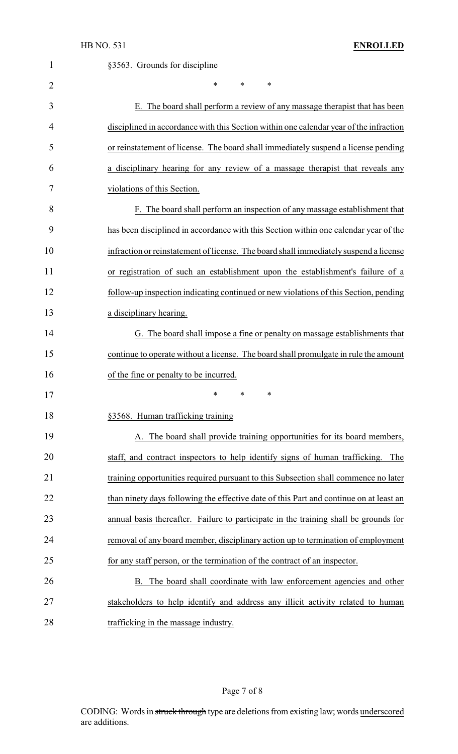§3563. Grounds for discipline

\* \* \*

E. The board shall perform a review of any massage therapist that has been disciplined in accordance with this Section within one calendar year of the infraction or reinstatement of license. The board shall immediately suspend a license pending a disciplinary hearing for any review of a massage therapist that reveals any violations of this Section.

F. The board shall perform an inspection of any massage establishment that has been disciplined in accordance with this Section within one calendar year of the infraction or reinstatement of license. The board shall immediately suspend a license or registration of such an establishment upon the establishment's failure of a follow-up inspection indicating continued or new violations of this Section, pending a disciplinary hearing.

G. The board shall impose a fine or penalty on massage establishments that continue to operate without a license. The board shall promulgate in rule the amount of the fine or penalty to be incurred.

\* \* \*

§3568. Human trafficking training

A. The board shall provide training opportunities for its board members, staff, and contract inspectors to help identify signs of human trafficking. The training opportunities required pursuant to this Subsection shall commence no later than ninety days following the effective date of this Part and continue on at least an annual basis thereafter. Failure to participate in the training shall be grounds for removal of any board member, disciplinary action up to termination of employment for any staff person, or the termination of the contract of an inspector.

B. The board shall coordinate with law enforcement agencies and other stakeholders to help identify and address any illicit activity related to human trafficking in the massage industry.

CODING: Words in ~~struck through~~ type are deletions from existing law; words underscored are additions.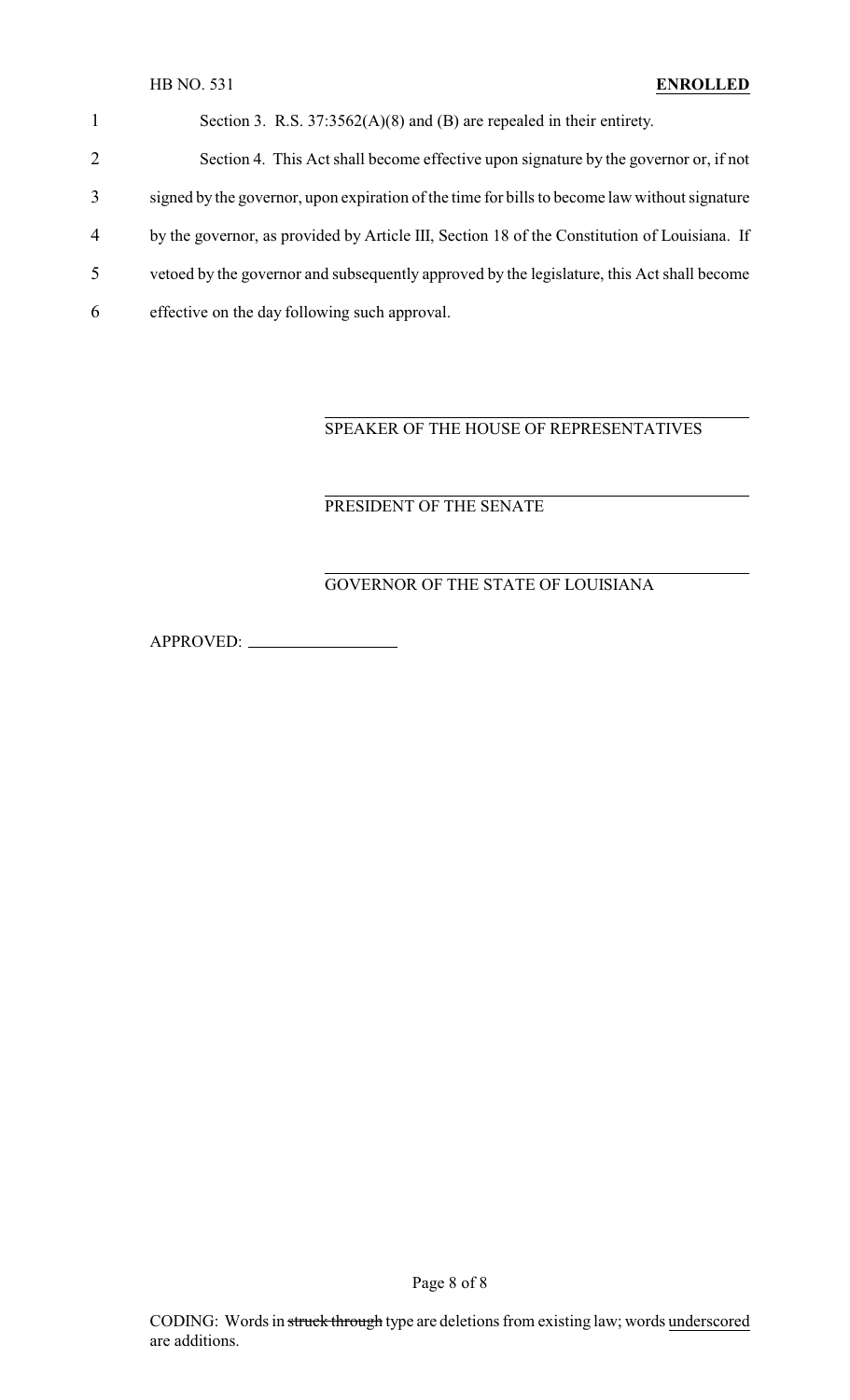Section 3. R.S. 37:3562(A)(8) and (B) are repealed in their entirety.

Section 4. This Act shall become effective upon signature by the governor or, if not signed by the governor, upon expiration of the time for bills to become law without signature by the governor, as provided by Article III, Section 18 of the Constitution of Louisiana. If vetoed by the governor and subsequently approved by the legislature, this Act shall become effective on the day following such approval.

SPEAKER OF THE HOUSE OF REPRESENTATIVES

PRESIDENT OF THE SENATE

GOVERNOR OF THE STATE OF LOUISIANA

APPROVED: ____________________